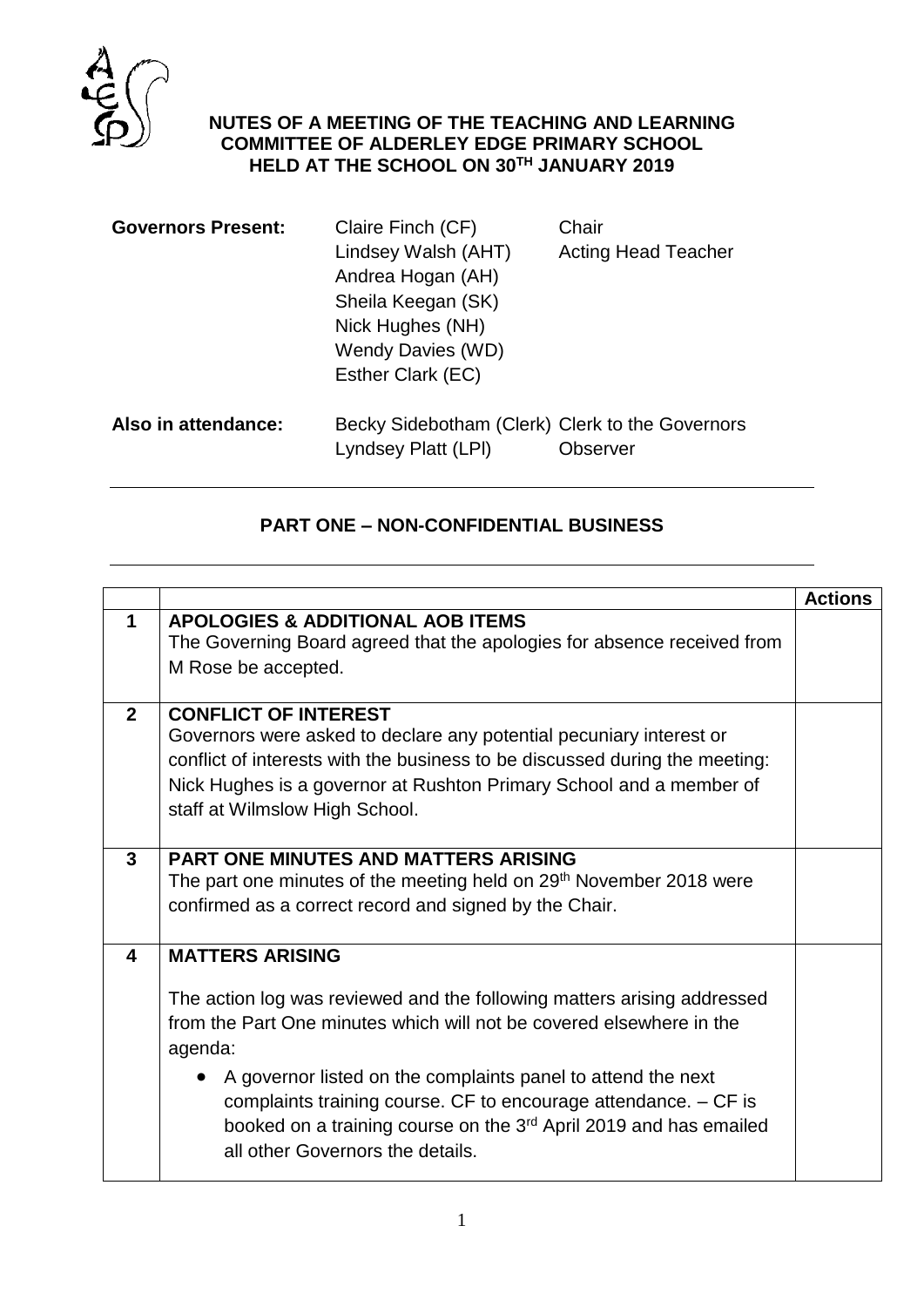# NUTES OF A MEETING OF THE TEACHING AND LEARNING COMMITTEE OF ALDERLEY EDGE PRIMARY SCHOOL HELD AT THE SCHOOL ON 30TH JANUARY 2019

| | | |
|---|---|---|
| **Governors Present:** | Claire Finch (CF) | Chair |
| | Lindsey Walsh (AHT) | Acting Head Teacher |
| | Andrea Hogan (AH) | |
| | Sheila Keegan (SK) | |
| | Nick Hughes (NH) | |
| | Wendy Davies (WD) | |
| | Esther Clark (EC) | |
| **Also in attendance:** | Becky Sidebotham (Clerk) | Clerk to the Governors |
| | Lyndsey Platt (LPl) | Observer |

## PART ONE – NON-CONFIDENTIAL BUSINESS

| | | **Actions** |
|---|---|---|
| **1** | **APOLOGIES & ADDITIONAL AOB ITEMS**<br>The Governing Board agreed that the apologies for absence received from M Rose be accepted. | |
| **2** | **CONFLICT OF INTEREST**<br>Governors were asked to declare any potential pecuniary interest or conflict of interests with the business to be discussed during the meeting: Nick Hughes is a governor at Rushton Primary School and a member of staff at Wilmslow High School. | |
| **3** | **PART ONE MINUTES AND MATTERS ARISING**<br>The part one minutes of the meeting held on 29th November 2018 were confirmed as a correct record and signed by the Chair. | |
| **4** | **MATTERS ARISING**<br><br>The action log was reviewed and the following matters arising addressed from the Part One minutes which will not be covered elsewhere in the agenda:<br><br>• A governor listed on the complaints panel to attend the next complaints training course. CF to encourage attendance. – CF is booked on a training course on the 3rd April 2019 and has emailed all other Governors the details. | |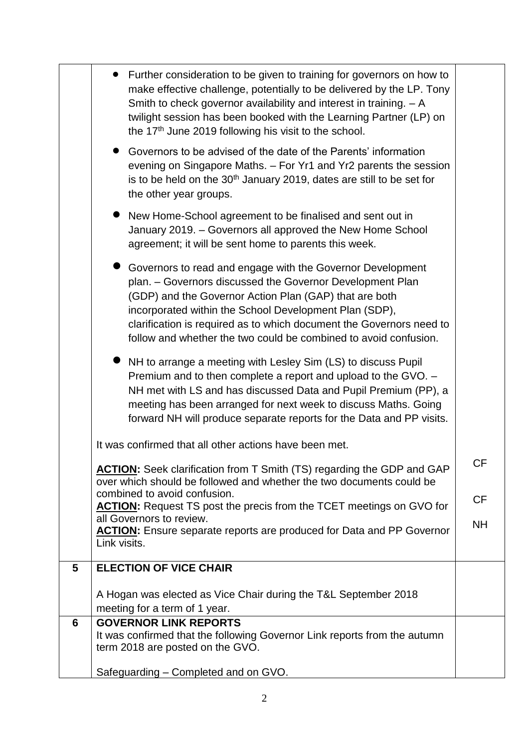| | | |
|---|---|---|
| | • Further consideration to be given to training for governors on how to make effective challenge, potentially to be delivered by the LP. Tony Smith to check governor availability and interest in training. – A twilight session has been booked with the Learning Partner (LP) on the 17th June 2019 following his visit to the school.<br><br>• Governors to be advised of the date of the Parents' information evening on Singapore Maths. – For Yr1 and Yr2 parents the session is to be held on the 30th January 2019, dates are still to be set for the other year groups.<br><br>• New Home-School agreement to be finalised and sent out in January 2019. – Governors all approved the New Home School agreement; it will be sent home to parents this week.<br><br>• Governors to read and engage with the Governor Development plan. – Governors discussed the Governor Development Plan (GDP) and the Governor Action Plan (GAP) that are both incorporated within the School Development Plan (SDP), clarification is required as to which document the Governors need to follow and whether the two could be combined to avoid confusion.<br><br>• NH to arrange a meeting with Lesley Sim (LS) to discuss Pupil Premium and to then complete a report and upload to the GVO. – NH met with LS and has discussed Data and Pupil Premium (PP), a meeting has been arranged for next week to discuss Maths. Going forward NH will produce separate reports for the Data and PP visits.<br><br>It was confirmed that all other actions have been met.<br><br>**ACTION:** Seek clarification from T Smith (TS) regarding the GDP and GAP over which should be followed and whether the two documents could be combined to avoid confusion.<br>**ACTION:** Request TS post the precis from the TCET meetings on GVO for all Governors to review.<br>**ACTION:** Ensure separate reports are produced for Data and PP Governor Link visits. | CF<br><br>CF<br><br>NH |
| **5** | **ELECTION OF VICE CHAIR**<br><br>A Hogan was elected as Vice Chair during the T&L September 2018 meeting for a term of 1 year. | |
| **6** | **GOVERNOR LINK REPORTS**<br>It was confirmed that the following Governor Link reports from the autumn term 2018 are posted on the GVO.<br><br>Safeguarding – Completed and on GVO. | |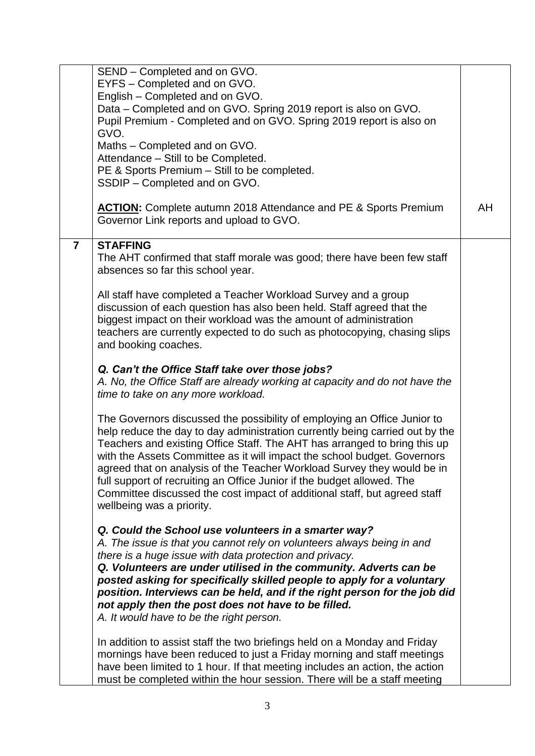| | | |
|---|---|---|
| | SEND – Completed and on GVO.<br>EYFS – Completed and on GVO.<br>English – Completed and on GVO.<br>Data – Completed and on GVO. Spring 2019 report is also on GVO.<br>Pupil Premium - Completed and on GVO. Spring 2019 report is also on GVO.<br>Maths – Completed and on GVO.<br>Attendance – Still to be Completed.<br>PE & Sports Premium – Still to be completed.<br>SSDIP – Completed and on GVO.<br><br>**ACTION:** Complete autumn 2018 Attendance and PE & Sports Premium Governor Link reports and upload to GVO. | AH |
| **7** | **STAFFING**<br>The AHT confirmed that staff morale was good; there have been few staff absences so far this school year.<br><br>All staff have completed a Teacher Workload Survey and a group discussion of each question has also been held. Staff agreed that the biggest impact on their workload was the amount of administration teachers are currently expected to do such as photocopying, chasing slips and booking coaches.<br><br>***Q. Can't the Office Staff take over those jobs?***<br>*A. No, the Office Staff are already working at capacity and do not have the time to take on any more workload.*<br><br>The Governors discussed the possibility of employing an Office Junior to help reduce the day to day administration currently being carried out by the Teachers and existing Office Staff. The AHT has arranged to bring this up with the Assets Committee as it will impact the school budget. Governors agreed that on analysis of the Teacher Workload Survey they would be in full support of recruiting an Office Junior if the budget allowed. The Committee discussed the cost impact of additional staff, but agreed staff wellbeing was a priority.<br><br>***Q. Could the School use volunteers in a smarter way?***<br>*A. The issue is that you cannot rely on volunteers always being in and there is a huge issue with data protection and privacy.*<br>***Q. Volunteers are under utilised in the community. Adverts can be posted asking for specifically skilled people to apply for a voluntary position. Interviews can be held, and if the right person for the job did not apply then the post does not have to be filled.***<br>*A. It would have to be the right person.*<br><br>In addition to assist staff the two briefings held on a Monday and Friday mornings have been reduced to just a Friday morning and staff meetings have been limited to 1 hour. If that meeting includes an action, the action must be completed within the hour session. There will be a staff meeting | |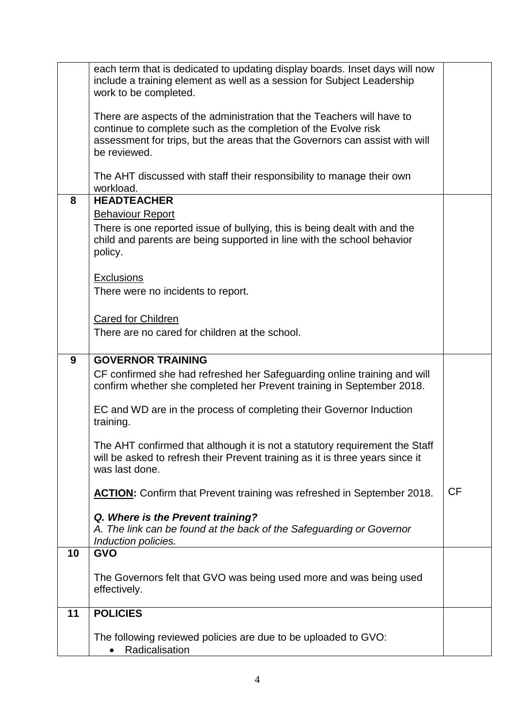| | | |
|---|---|---|
| | each term that is dedicated to updating display boards. Inset days will now include a training element as well as a session for Subject Leadership work to be completed.<br><br>There are aspects of the administration that the Teachers will have to continue to complete such as the completion of the Evolve risk assessment for trips, but the areas that the Governors can assist with will be reviewed.<br><br>The AHT discussed with staff their responsibility to manage their own workload. | |
| **8** | **HEADTEACHER**<br><u>Behaviour Report</u><br>There is one reported issue of bullying, this is being dealt with and the child and parents are being supported in line with the school behavior policy.<br><br><u>Exclusions</u><br>There were no incidents to report.<br><br><u>Cared for Children</u><br>There are no cared for children at the school. | |
| **9** | **GOVERNOR TRAINING**<br>CF confirmed she had refreshed her Safeguarding online training and will confirm whether she completed her Prevent training in September 2018.<br><br>EC and WD are in the process of completing their Governor Induction training.<br><br>The AHT confirmed that although it is not a statutory requirement the Staff will be asked to refresh their Prevent training as it is three years since it was last done.<br><br>**<u>ACTION</u>:** Confirm that Prevent training was refreshed in September 2018.<br><br>***Q. Where is the Prevent training?***<br>*A. The link can be found at the back of the Safeguarding or Governor Induction policies.* | CF |
| **10** | **GVO**<br><br>The Governors felt that GVO was being used more and was being used effectively. | |
| **11** | **POLICIES**<br><br>The following reviewed policies are due to be uploaded to GVO:<br>• Radicalisation | |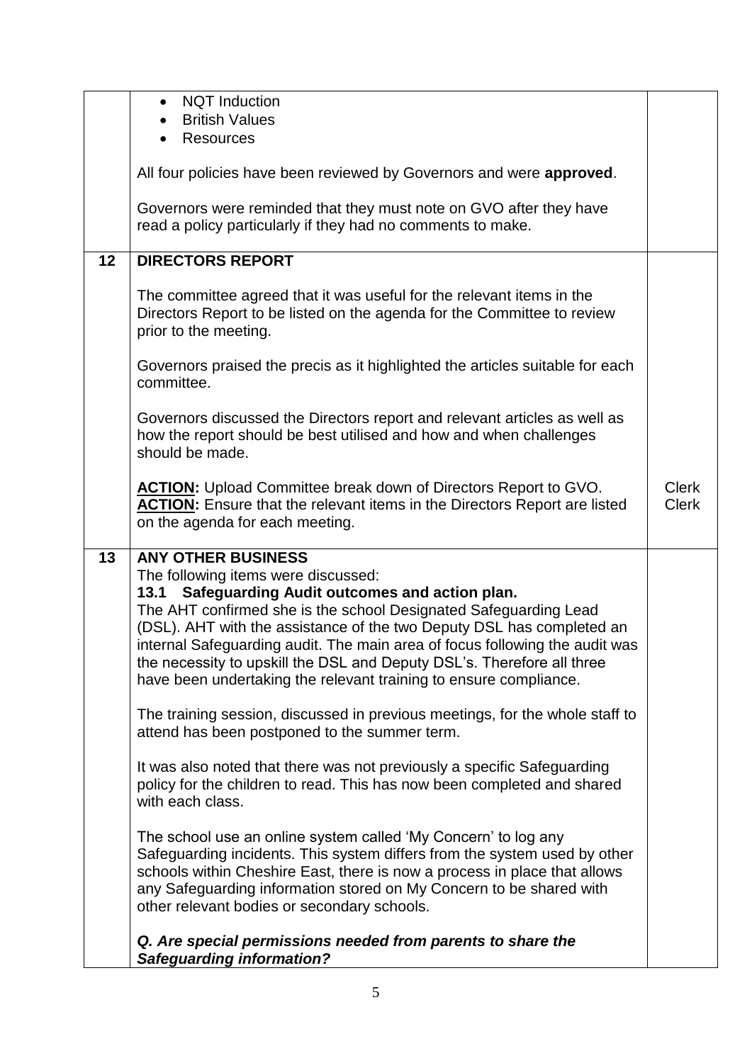| | | |
|---|---|---|
| | • NQT Induction<br>• British Values<br>• Resources<br><br>All four policies have been reviewed by Governors and were **approved**.<br><br>Governors were reminded that they must note on GVO after they have read a policy particularly if they had no comments to make. | |
| **12** | **DIRECTORS REPORT**<br><br>The committee agreed that it was useful for the relevant items in the Directors Report to be listed on the agenda for the Committee to review prior to the meeting.<br><br>Governors praised the precis as it highlighted the articles suitable for each committee.<br><br>Governors discussed the Directors report and relevant articles as well as how the report should be best utilised and how and when challenges should be made.<br><br>**ACTION:** Upload Committee break down of Directors Report to GVO.<br>**ACTION:** Ensure that the relevant items in the Directors Report are listed on the agenda for each meeting. | Clerk<br>Clerk |
| **13** | **ANY OTHER BUSINESS**<br>The following items were discussed:<br>**13.1 Safeguarding Audit outcomes and action plan.**<br>The AHT confirmed she is the school Designated Safeguarding Lead (DSL). AHT with the assistance of the two Deputy DSL has completed an internal Safeguarding audit. The main area of focus following the audit was the necessity to upskill the DSL and Deputy DSL's. Therefore all three have been undertaking the relevant training to ensure compliance.<br><br>The training session, discussed in previous meetings, for the whole staff to attend has been postponed to the summer term.<br><br>It was also noted that there was not previously a specific Safeguarding policy for the children to read. This has now been completed and shared with each class.<br><br>The school use an online system called 'My Concern' to log any Safeguarding incidents. This system differs from the system used by other schools within Cheshire East, there is now a process in place that allows any Safeguarding information stored on My Concern to be shared with other relevant bodies or secondary schools.<br><br>***Q. Are special permissions needed from parents to share the Safeguarding information?*** | |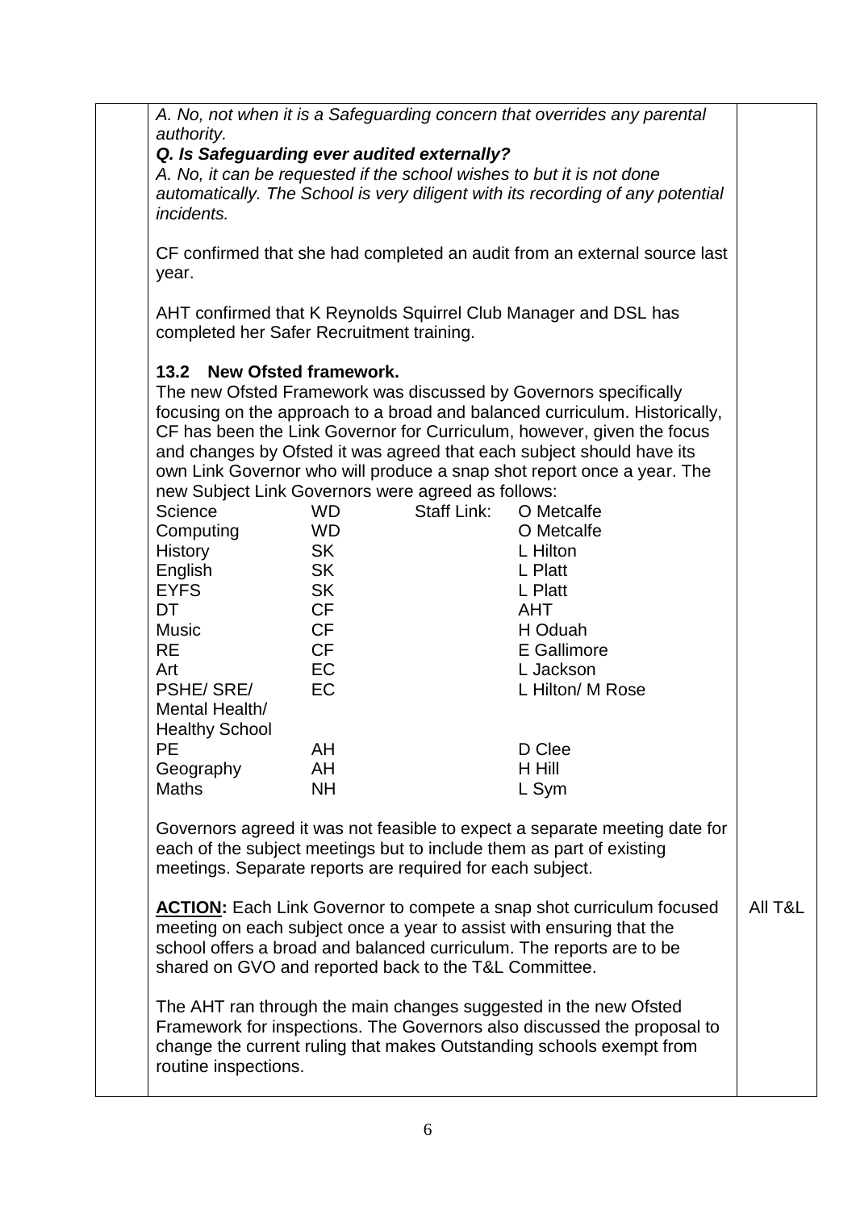*A. No, not when it is a Safeguarding concern that overrides any parental authority.*

***Q. Is Safeguarding ever audited externally?***

*A. No, it can be requested if the school wishes to but it is not done automatically. The School is very diligent with its recording of any potential incidents.*

CF confirmed that she had completed an audit from an external source last year.

AHT confirmed that K Reynolds Squirrel Club Manager and DSL has completed her Safer Recruitment training.

**13.2 New Ofsted framework.**

The new Ofsted Framework was discussed by Governors specifically focusing on the approach to a broad and balanced curriculum. Historically, CF has been the Link Governor for Curriculum, however, given the focus and changes by Ofsted it was agreed that each subject should have its own Link Governor who will produce a snap shot report once a year. The new Subject Link Governors were agreed as follows:

| Subject | Governor | | Staff Link |
|---|---|---|---|
| Science | WD | Staff Link: | O Metcalfe |
| Computing | WD | | O Metcalfe |
| History | SK | | L Hilton |
| English | SK | | L Platt |
| EYFS | SK | | L Platt |
| DT | CF | | AHT |
| Music | CF | | H Oduah |
| RE | CF | | E Gallimore |
| Art | EC | | L Jackson |
| PSHE/ SRE/ Mental Health/ Healthy School | EC | | L Hilton/ M Rose |
| PE | AH | | D Clee |
| Geography | AH | | H Hill |
| Maths | NH | | L Sym |

Governors agreed it was not feasible to expect a separate meeting date for each of the subject meetings but to include them as part of existing meetings. Separate reports are required for each subject.

**ACTION:** Each Link Governor to compete a snap shot curriculum focused meeting on each subject once a year to assist with ensuring that the school offers a broad and balanced curriculum. The reports are to be shared on GVO and reported back to the T&L Committee. — All T&L

The AHT ran through the main changes suggested in the new Ofsted Framework for inspections. The Governors also discussed the proposal to change the current ruling that makes Outstanding schools exempt from routine inspections.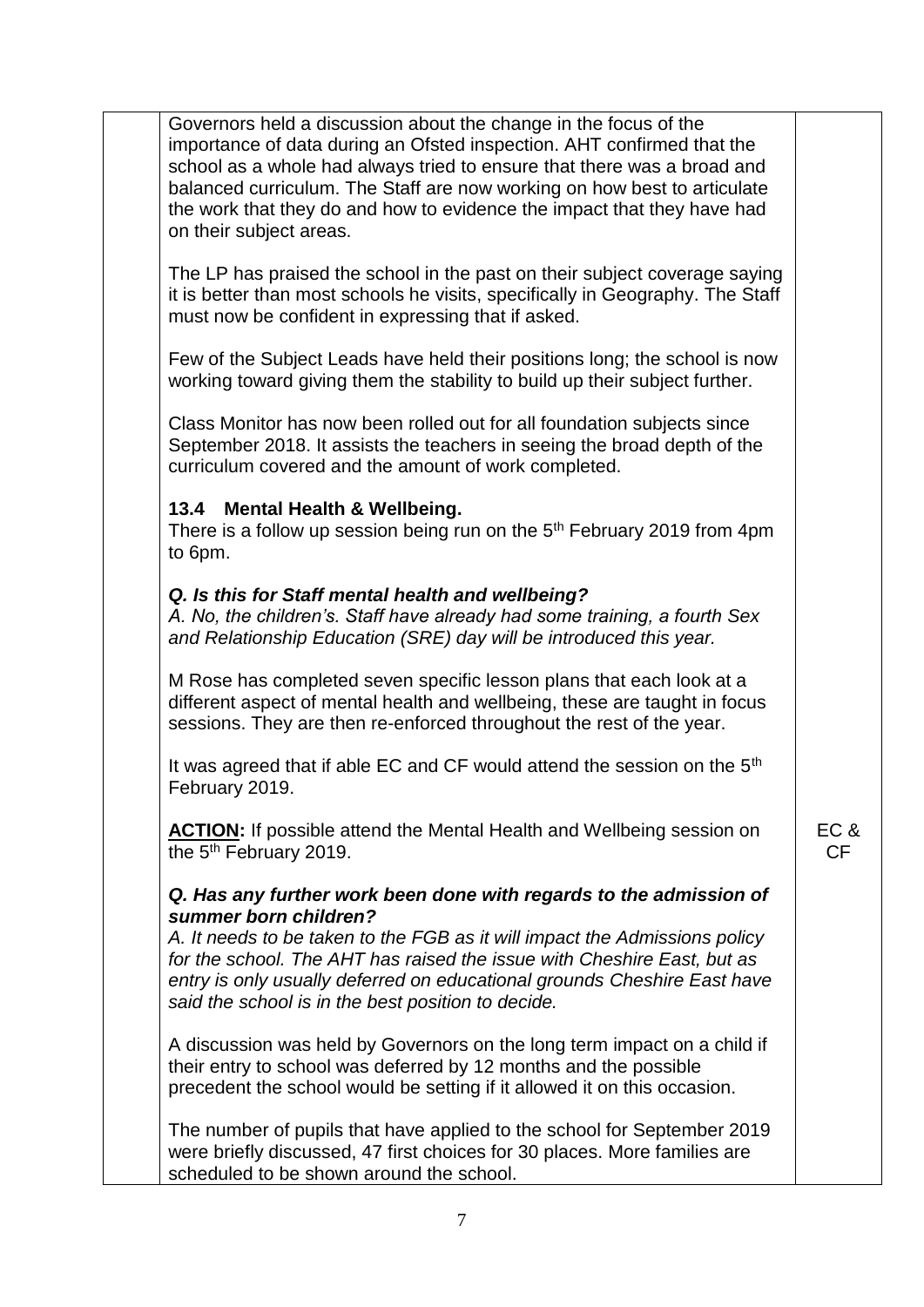Governors held a discussion about the change in the focus of the importance of data during an Ofsted inspection. AHT confirmed that the school as a whole had always tried to ensure that there was a broad and balanced curriculum. The Staff are now working on how best to articulate the work that they do and how to evidence the impact that they have had on their subject areas.

The LP has praised the school in the past on their subject coverage saying it is better than most schools he visits, specifically in Geography. The Staff must now be confident in expressing that if asked.

Few of the Subject Leads have held their positions long; the school is now working toward giving them the stability to build up their subject further.

Class Monitor has now been rolled out for all foundation subjects since September 2018. It assists the teachers in seeing the broad depth of the curriculum covered and the amount of work completed.

**13.4 Mental Health & Wellbeing.**

There is a follow up session being run on the 5th February 2019 from 4pm to 6pm.

***Q. Is this for Staff mental health and wellbeing?***

*A. No, the children's. Staff have already had some training, a fourth Sex and Relationship Education (SRE) day will be introduced this year.*

M Rose has completed seven specific lesson plans that each look at a different aspect of mental health and wellbeing, these are taught in focus sessions. They are then re-enforced throughout the rest of the year.

It was agreed that if able EC and CF would attend the session on the 5th February 2019.

**ACTION:** If possible attend the Mental Health and Wellbeing session on the 5th February 2019. — **EC & CF**

***Q. Has any further work been done with regards to the admission of summer born children?***

*A. It needs to be taken to the FGB as it will impact the Admissions policy for the school. The AHT has raised the issue with Cheshire East, but as entry is only usually deferred on educational grounds Cheshire East have said the school is in the best position to decide.*

A discussion was held by Governors on the long term impact on a child if their entry to school was deferred by 12 months and the possible precedent the school would be setting if it allowed it on this occasion.

The number of pupils that have applied to the school for September 2019 were briefly discussed, 47 first choices for 30 places. More families are scheduled to be shown around the school.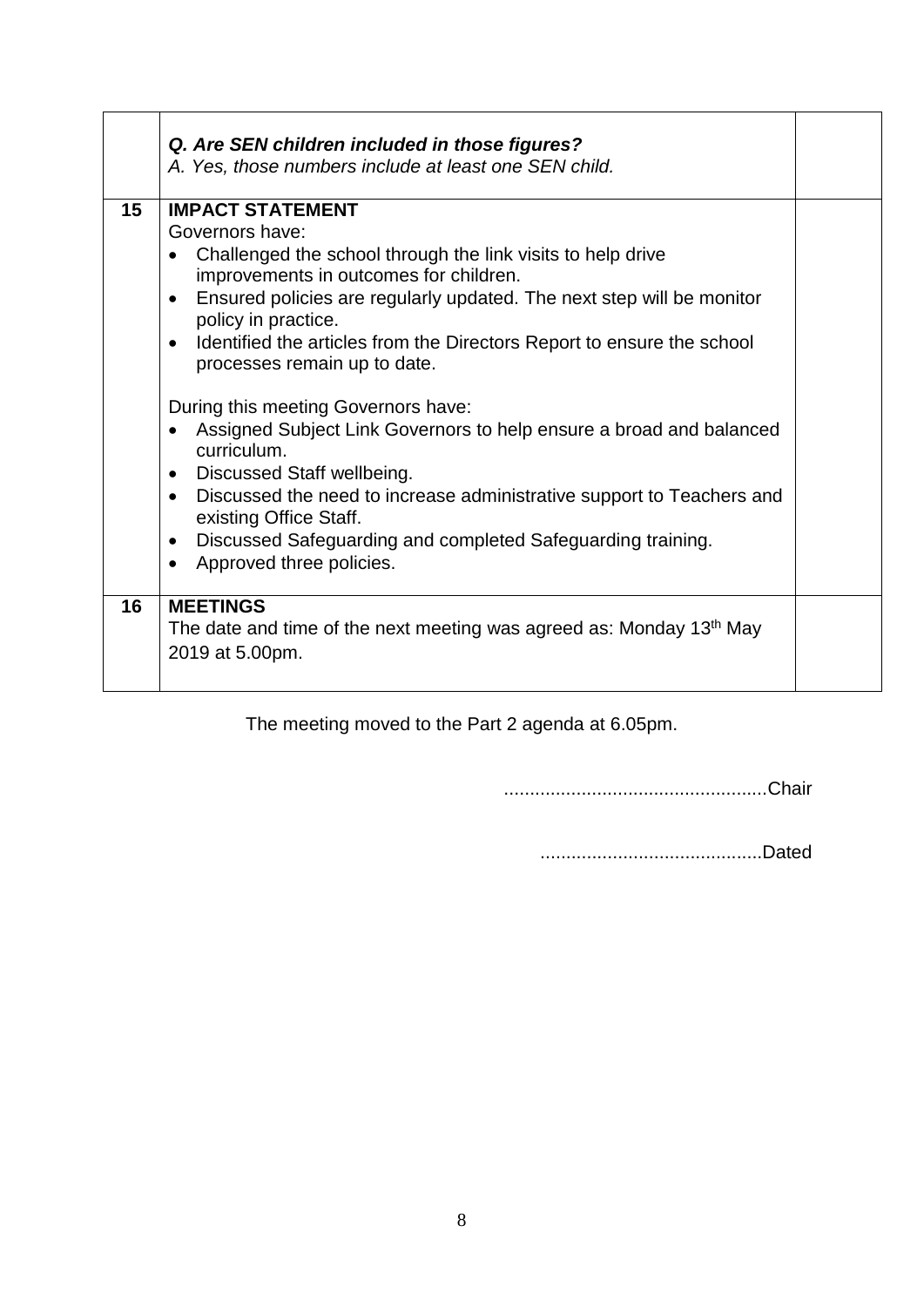| | | |
|---|---|---|
| | ***Q. Are SEN children included in those figures?***<br>*A. Yes, those numbers include at least one SEN child.* | |
| **15** | **IMPACT STATEMENT**<br>Governors have:<br>• Challenged the school through the link visits to help drive improvements in outcomes for children.<br>• Ensured policies are regularly updated. The next step will be monitor policy in practice.<br>• Identified the articles from the Directors Report to ensure the school processes remain up to date.<br><br>During this meeting Governors have:<br>• Assigned Subject Link Governors to help ensure a broad and balanced curriculum.<br>• Discussed Staff wellbeing.<br>• Discussed the need to increase administrative support to Teachers and existing Office Staff.<br>• Discussed Safeguarding and completed Safeguarding training.<br>• Approved three policies. | |
| **16** | **MEETINGS**<br>The date and time of the next meeting was agreed as: Monday 13th May 2019 at 5.00pm. | |

The meeting moved to the Part 2 agenda at 6.05pm.

..................................................Chair

..........................................Dated